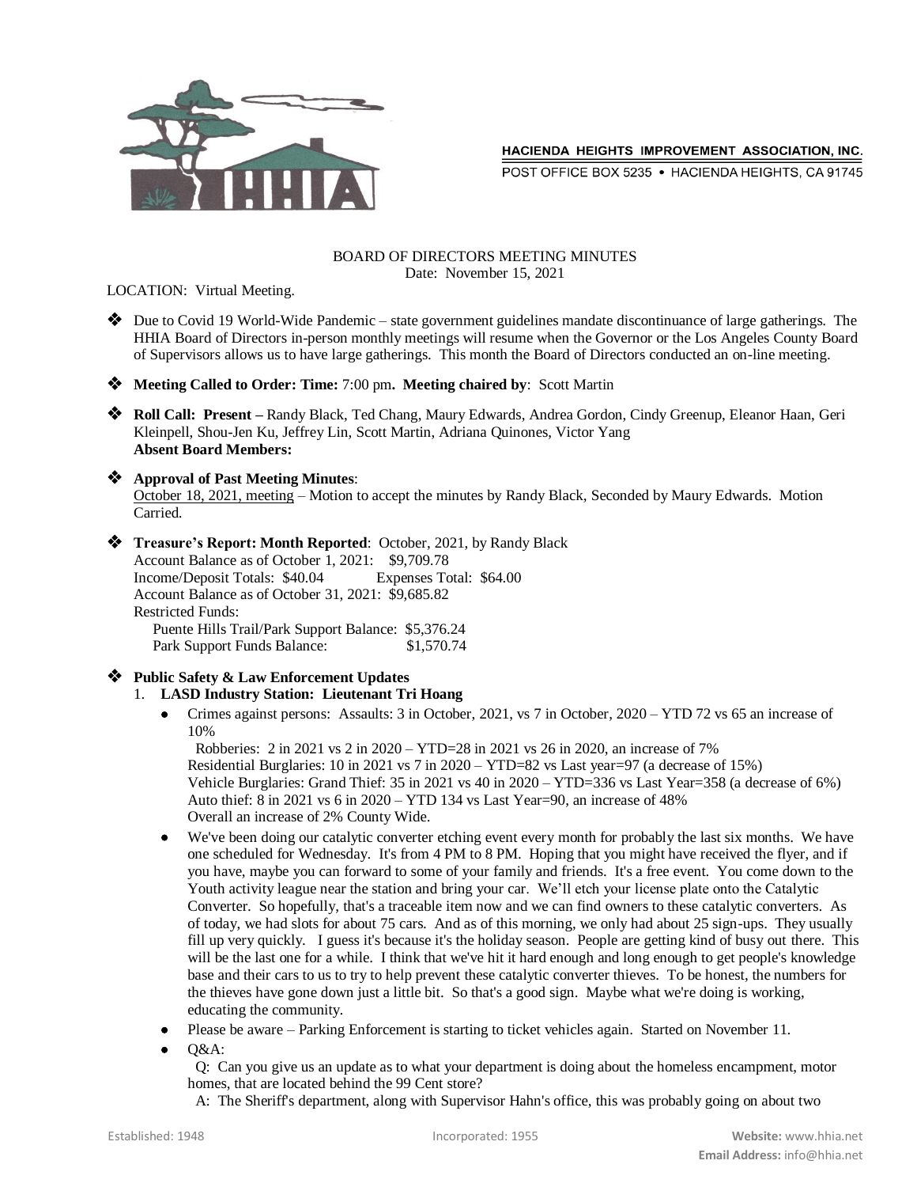HACIENDA HEIGHTS IMPROVEMENT ASSOCIATION, INC.
POST OFFICE BOX 5235 • HACIENDA HEIGHTS, CA 91745

# BOARD OF DIRECTORS MEETING MINUTES

Date: November 15, 2021

LOCATION: Virtual Meeting.

- Due to Covid 19 World-Wide Pandemic – state government guidelines mandate discontinuance of large gatherings. The HHIA Board of Directors in-person monthly meetings will resume when the Governor or the Los Angeles County Board of Supervisors allows us to have large gatherings. This month the Board of Directors conducted an on-line meeting.

- **Meeting Called to Order: Time:** 7:00 pm**. Meeting chaired by**: Scott Martin

- **Roll Call: Present –** Randy Black, Ted Chang, Maury Edwards, Andrea Gordon, Cindy Greenup, Eleanor Haan, Geri Kleinpell, Shou-Jen Ku, Jeffrey Lin, Scott Martin, Adriana Quinones, Victor Yang
  **Absent Board Members:**

- **Approval of Past Meeting Minutes**:
  October 18, 2021, meeting – Motion to accept the minutes by Randy Black, Seconded by Maury Edwards. Motion Carried.

- **Treasure's Report: Month Reported**: October, 2021, by Randy Black
  Account Balance as of October 1, 2021: $9,709.78
  Income/Deposit Totals: $40.04 Expenses Total: $64.00
  Account Balance as of October 31, 2021: $9,685.82
  Restricted Funds:
  Puente Hills Trail/Park Support Balance: $5,376.24
  Park Support Funds Balance: $1,570.74

- **Public Safety & Law Enforcement Updates**
  1. **LASD Industry Station: Lieutenant Tri Hoang**
     - Crimes against persons: Assaults: 3 in October, 2021, vs 7 in October, 2020 – YTD 72 vs 65 an increase of 10%
       Robberies: 2 in 2021 vs 2 in 2020 – YTD=28 in 2021 vs 26 in 2020, an increase of 7%
       Residential Burglaries: 10 in 2021 vs 7 in 2020 – YTD=82 vs Last year=97 (a decrease of 15%)
       Vehicle Burglaries: Grand Thief: 35 in 2021 vs 40 in 2020 – YTD=336 vs Last Year=358 (a decrease of 6%)
       Auto thief: 8 in 2021 vs 6 in 2020 – YTD 134 vs Last Year=90, an increase of 48%
       Overall an increase of 2% County Wide.
     - We've been doing our catalytic converter etching event every month for probably the last six months. We have one scheduled for Wednesday. It's from 4 PM to 8 PM. Hoping that you might have received the flyer, and if you have, maybe you can forward to some of your family and friends. It's a free event. You come down to the Youth activity league near the station and bring your car. We'll etch your license plate onto the Catalytic Converter. So hopefully, that's a traceable item now and we can find owners to these catalytic converters. As of today, we had slots for about 75 cars. And as of this morning, we only had about 25 sign-ups. They usually fill up very quickly. I guess it's because it's the holiday season. People are getting kind of busy out there. This will be the last one for a while. I think that we've hit it hard enough and long enough to get people's knowledge base and their cars to us to try to help prevent these catalytic converter thieves. To be honest, the numbers for the thieves have gone down just a little bit. So that's a good sign. Maybe what we're doing is working, educating the community.
     - Please be aware – Parking Enforcement is starting to ticket vehicles again. Started on November 11.
     - Q&A:
       Q: Can you give us an update as to what your department is doing about the homeless encampment, motor homes, that are located behind the 99 Cent store?
       A: The Sheriff's department, along with Supervisor Hahn's office, this was probably going on about two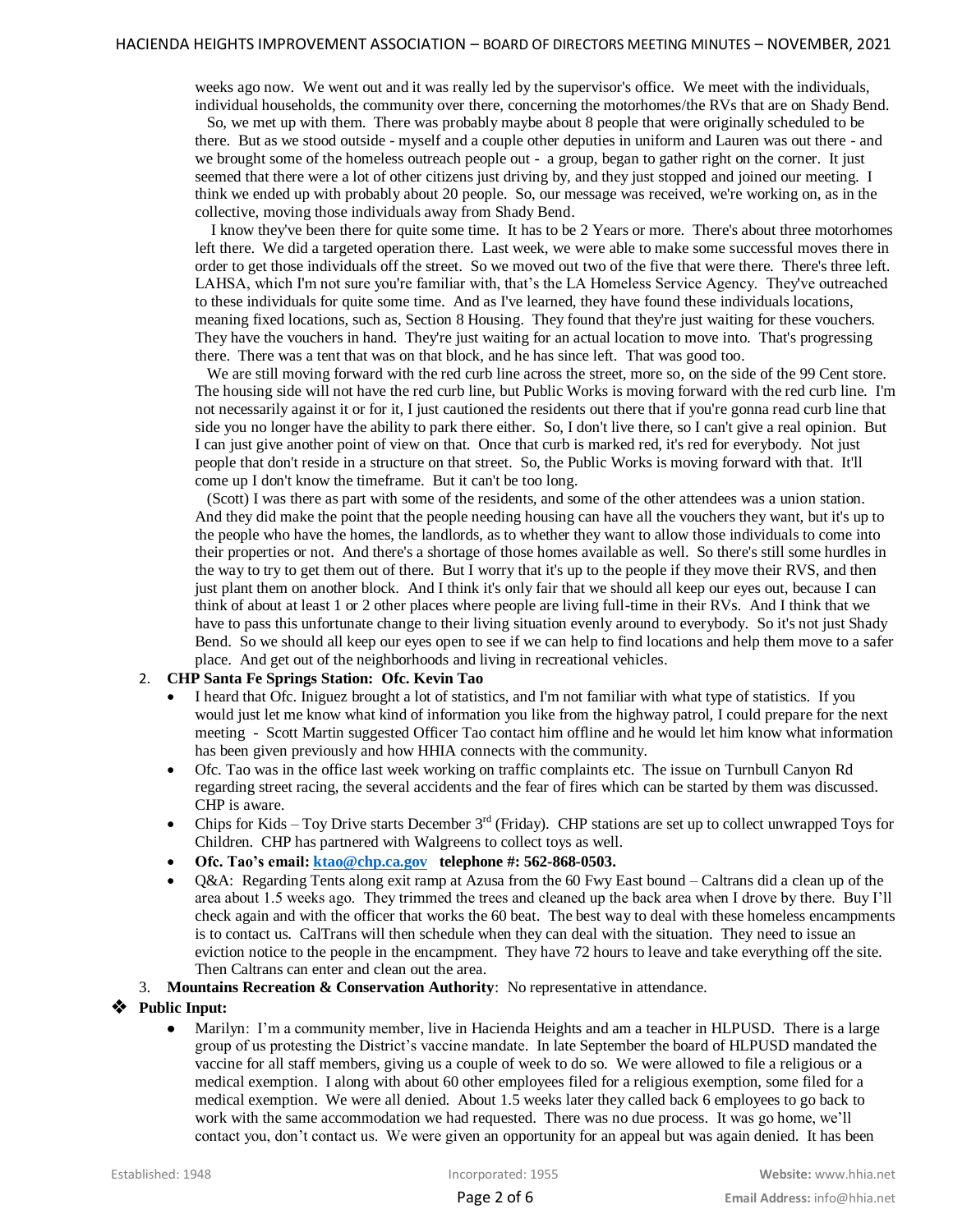weeks ago now. We went out and it was really led by the supervisor's office. We meet with the individuals, individual households, the community over there, concerning the motorhomes/the RVs that are on Shady Bend.

So, we met up with them. There was probably maybe about 8 people that were originally scheduled to be there. But as we stood outside - myself and a couple other deputies in uniform and Lauren was out there - and we brought some of the homeless outreach people out - a group, began to gather right on the corner. It just seemed that there were a lot of other citizens just driving by, and they just stopped and joined our meeting. I think we ended up with probably about 20 people. So, our message was received, we're working on, as in the collective, moving those individuals away from Shady Bend.

I know they've been there for quite some time. It has to be 2 Years or more. There's about three motorhomes left there. We did a targeted operation there. Last week, we were able to make some successful moves there in order to get those individuals off the street. So we moved out two of the five that were there. There's three left. LAHSA, which I'm not sure you're familiar with, that's the LA Homeless Service Agency. They've outreached to these individuals for quite some time. And as I've learned, they have found these individuals locations, meaning fixed locations, such as, Section 8 Housing. They found that they're just waiting for these vouchers. They have the vouchers in hand. They're just waiting for an actual location to move into. That's progressing there. There was a tent that was on that block, and he has since left. That was good too.

We are still moving forward with the red curb line across the street, more so, on the side of the 99 Cent store. The housing side will not have the red curb line, but Public Works is moving forward with the red curb line. I'm not necessarily against it or for it, I just cautioned the residents out there that if you're gonna read curb line that side you no longer have the ability to park there either. So, I don't live there, so I can't give a real opinion. But I can just give another point of view on that. Once that curb is marked red, it's red for everybody. Not just people that don't reside in a structure on that street. So, the Public Works is moving forward with that. It'll come up I don't know the timeframe. But it can't be too long.

(Scott) I was there as part with some of the residents, and some of the other attendees was a union station. And they did make the point that the people needing housing can have all the vouchers they want, but it's up to the people who have the homes, the landlords, as to whether they want to allow those individuals to come into their properties or not. And there's a shortage of those homes available as well. So there's still some hurdles in the way to try to get them out of there. But I worry that it's up to the people if they move their RVS, and then just plant them on another block. And I think it's only fair that we should all keep our eyes out, because I can think of about at least 1 or 2 other places where people are living full-time in their RVs. And I think that we have to pass this unfortunate change to their living situation evenly around to everybody. So it's not just Shady Bend. So we should all keep our eyes open to see if we can help to find locations and help them move to a safer place. And get out of the neighborhoods and living in recreational vehicles.

2. **CHP Santa Fe Springs Station: Ofc. Kevin Tao**
   - I heard that Ofc. Iniguez brought a lot of statistics, and I'm not familiar with what type of statistics. If you would just let me know what kind of information you like from the highway patrol, I could prepare for the next meeting - Scott Martin suggested Officer Tao contact him offline and he would let him know what information has been given previously and how HHIA connects with the community.
   - Ofc. Tao was in the office last week working on traffic complaints etc. The issue on Turnbull Canyon Rd regarding street racing, the several accidents and the fear of fires which can be started by them was discussed. CHP is aware.
   - Chips for Kids – Toy Drive starts December 3rd (Friday). CHP stations are set up to collect unwrapped Toys for Children. CHP has partnered with Walgreens to collect toys as well.
   - **Ofc. Tao's email: ktao@chp.ca.gov telephone #: 562-868-0503.**
   - Q&A: Regarding Tents along exit ramp at Azusa from the 60 Fwy East bound – Caltrans did a clean up of the area about 1.5 weeks ago. They trimmed the trees and cleaned up the back area when I drove by there. Buy I'll check again and with the officer that works the 60 beat. The best way to deal with these homeless encampments is to contact us. CalTrans will then schedule when they can deal with the situation. They need to issue an eviction notice to the people in the encampment. They have 72 hours to leave and take everything off the site. Then Caltrans can enter and clean out the area.
3. **Mountains Recreation & Conservation Authority**: No representative in attendance.

- **Public Input:**
  - Marilyn: I'm a community member, live in Hacienda Heights and am a teacher in HLPUSD. There is a large group of us protesting the District's vaccine mandate. In late September the board of HLPUSD mandated the vaccine for all staff members, giving us a couple of week to do so. We were allowed to file a religious or a medical exemption. I along with about 60 other employees filed for a religious exemption, some filed for a medical exemption. We were all denied. About 1.5 weeks later they called back 6 employees to go back to work with the same accommodation we had requested. There was no due process. It was go home, we'll contact you, don't contact us. We were given an opportunity for an appeal but was again denied. It has been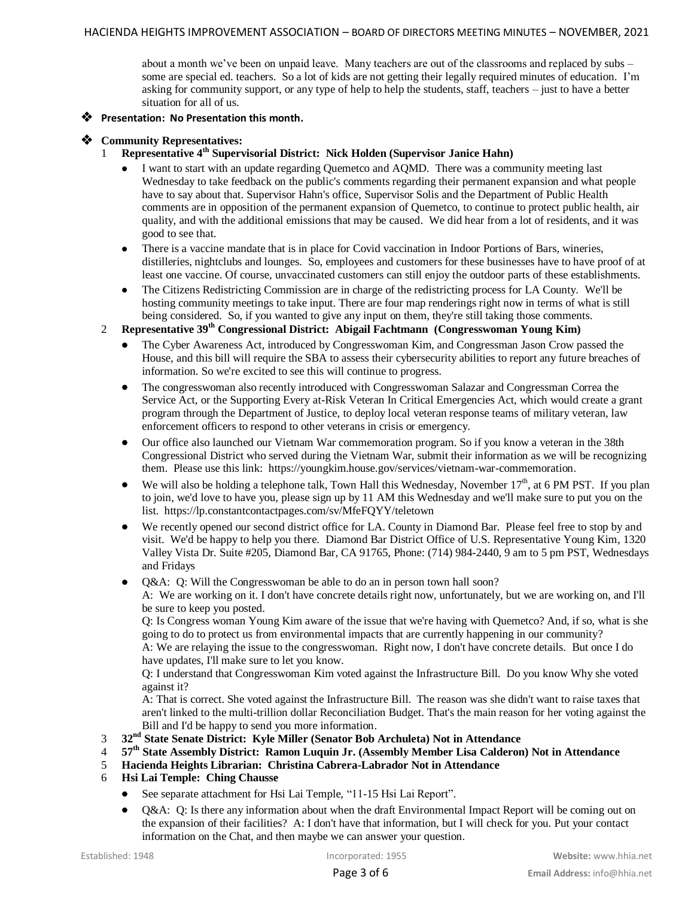about a month we've been on unpaid leave. Many teachers are out of the classrooms and replaced by subs – some are special ed. teachers. So a lot of kids are not getting their legally required minutes of education. I'm asking for community support, or any type of help to help the students, staff, teachers – just to have a better situation for all of us.

- **Presentation: No Presentation this month.**

- **Community Representatives:**

1. **Representative 4th Supervisorial District: Nick Holden (Supervisor Janice Hahn)**
   - I want to start with an update regarding Quemetco and AQMD. There was a community meeting last Wednesday to take feedback on the public's comments regarding their permanent expansion and what people have to say about that. Supervisor Hahn's office, Supervisor Solis and the Department of Public Health comments are in opposition of the permanent expansion of Quemetco, to continue to protect public health, air quality, and with the additional emissions that may be caused. We did hear from a lot of residents, and it was good to see that.
   - There is a vaccine mandate that is in place for Covid vaccination in Indoor Portions of Bars, wineries, distilleries, nightclubs and lounges. So, employees and customers for these businesses have to have proof of at least one vaccine. Of course, unvaccinated customers can still enjoy the outdoor parts of these establishments.
   - The Citizens Redistricting Commission are in charge of the redistricting process for LA County. We'll be hosting community meetings to take input. There are four map renderings right now in terms of what is still being considered. So, if you wanted to give any input on them, they're still taking those comments.
2. **Representative 39th Congressional District: Abigail Fachtmann (Congresswoman Young Kim)**
   - The Cyber Awareness Act, introduced by Congresswoman Kim, and Congressman Jason Crow passed the House, and this bill will require the SBA to assess their cybersecurity abilities to report any future breaches of information. So we're excited to see this will continue to progress.
   - The congresswoman also recently introduced with Congresswoman Salazar and Congressman Correa the Service Act, or the Supporting Every at-Risk Veteran In Critical Emergencies Act, which would create a grant program through the Department of Justice, to deploy local veteran response teams of military veteran, law enforcement officers to respond to other veterans in crisis or emergency.
   - Our office also launched our Vietnam War commemoration program. So if you know a veteran in the 38th Congressional District who served during the Vietnam War, submit their information as we will be recognizing them. Please use this link: https://youngkim.house.gov/services/vietnam-war-commemoration.
   - We will also be holding a telephone talk, Town Hall this Wednesday, November 17th, at 6 PM PST. If you plan to join, we'd love to have you, please sign up by 11 AM this Wednesday and we'll make sure to put you on the list. https://lp.constantcontactpages.com/sv/MfeFQYY/teletown
   - We recently opened our second district office for LA. County in Diamond Bar. Please feel free to stop by and visit. We'd be happy to help you there. Diamond Bar District Office of U.S. Representative Young Kim, 1320 Valley Vista Dr. Suite #205, Diamond Bar, CA 91765, Phone: (714) 984-2440, 9 am to 5 pm PST, Wednesdays and Fridays
   - Q&A: Q: Will the Congresswoman be able to do an in person town hall soon?
     A: We are working on it. I don't have concrete details right now, unfortunately, but we are working on, and I'll be sure to keep you posted.
     Q: Is Congress woman Young Kim aware of the issue that we're having with Quemetco? And, if so, what is she going to do to protect us from environmental impacts that are currently happening in our community?
     A: We are relaying the issue to the congresswoman. Right now, I don't have concrete details. But once I do have updates, I'll make sure to let you know.
     Q: I understand that Congresswoman Kim voted against the Infrastructure Bill. Do you know Why she voted against it?
     A: That is correct. She voted against the Infrastructure Bill. The reason was she didn't want to raise taxes that aren't linked to the multi-trillion dollar Reconciliation Budget. That's the main reason for her voting against the Bill and I'd be happy to send you more information.
3. **32nd State Senate District: Kyle Miller (Senator Bob Archuleta) Not in Attendance**
4. **57th State Assembly District: Ramon Luquin Jr. (Assembly Member Lisa Calderon) Not in Attendance**
5. **Hacienda Heights Librarian: Christina Cabrera-Labrador Not in Attendance**
6. **Hsi Lai Temple: Ching Chausse**
   - See separate attachment for Hsi Lai Temple, "11-15 Hsi Lai Report".
   - Q&A: Q: Is there any information about when the draft Environmental Impact Report will be coming out on the expansion of their facilities? A: I don't have that information, but I will check for you. Put your contact information on the Chat, and then maybe we can answer your question.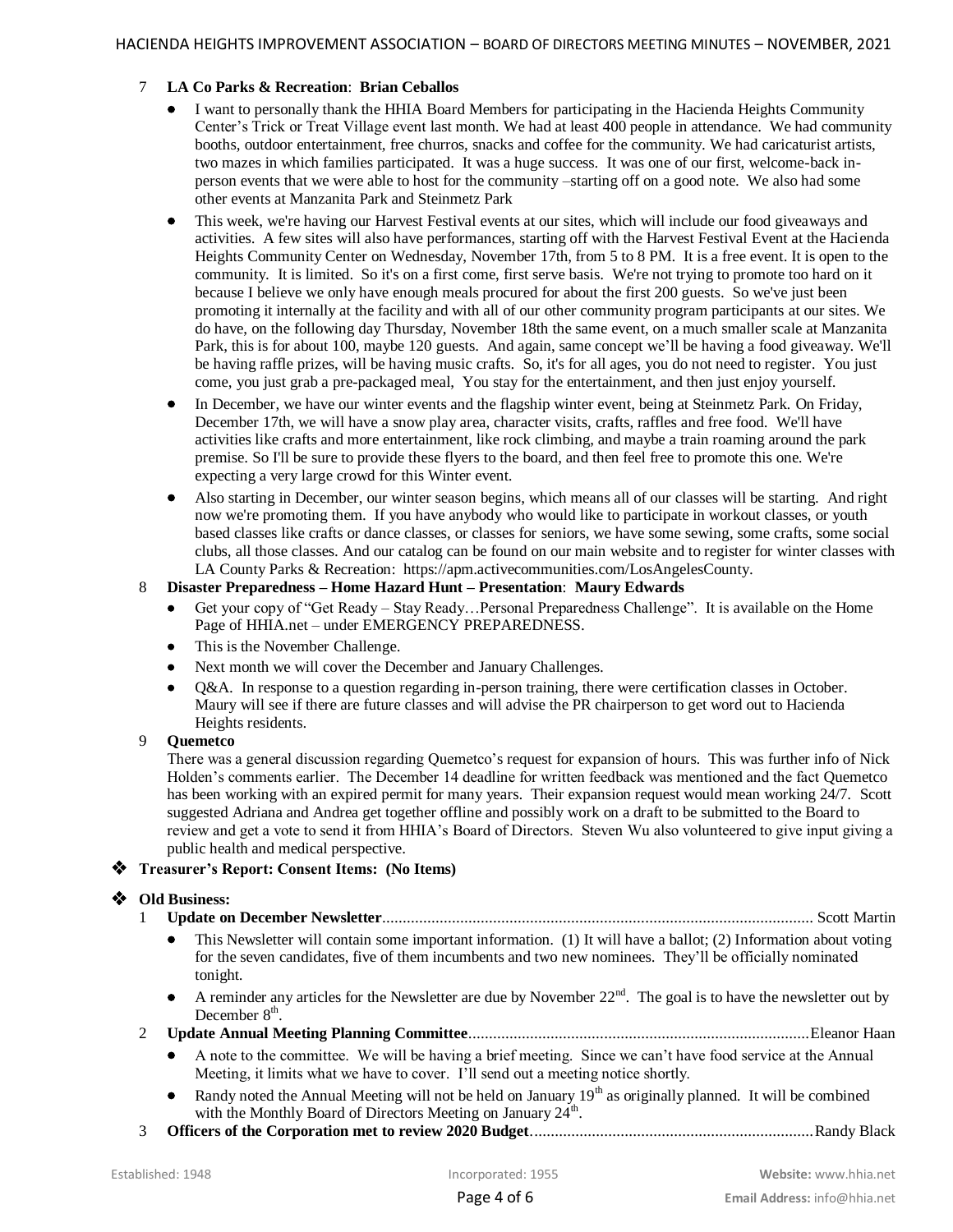7 **LA Co Parks & Recreation**: **Brian Ceballos**

- I want to personally thank the HHIA Board Members for participating in the Hacienda Heights Community Center's Trick or Treat Village event last month. We had at least 400 people in attendance. We had community booths, outdoor entertainment, free churros, snacks and coffee for the community. We had caricaturist artists, two mazes in which families participated. It was a huge success. It was one of our first, welcome-back in-person events that we were able to host for the community –starting off on a good note. We also had some other events at Manzanita Park and Steinmetz Park
- This week, we're having our Harvest Festival events at our sites, which will include our food giveaways and activities. A few sites will also have performances, starting off with the Harvest Festival Event at the Hacienda Heights Community Center on Wednesday, November 17th, from 5 to 8 PM. It is a free event. It is open to the community. It is limited. So it's on a first come, first serve basis. We're not trying to promote too hard on it because I believe we only have enough meals procured for about the first 200 guests. So we've just been promoting it internally at the facility and with all of our other community program participants at our sites. We do have, on the following day Thursday, November 18th the same event, on a much smaller scale at Manzanita Park, this is for about 100, maybe 120 guests. And again, same concept we'll be having a food giveaway. We'll be having raffle prizes, will be having music crafts. So, it's for all ages, you do not need to register. You just come, you just grab a pre-packaged meal, You stay for the entertainment, and then just enjoy yourself.
- In December, we have our winter events and the flagship winter event, being at Steinmetz Park. On Friday, December 17th, we will have a snow play area, character visits, crafts, raffles and free food. We'll have activities like crafts and more entertainment, like rock climbing, and maybe a train roaming around the park premise. So I'll be sure to provide these flyers to the board, and then feel free to promote this one. We're expecting a very large crowd for this Winter event.
- Also starting in December, our winter season begins, which means all of our classes will be starting. And right now we're promoting them. If you have anybody who would like to participate in workout classes, or youth based classes like crafts or dance classes, or classes for seniors, we have some sewing, some crafts, some social clubs, all those classes. And our catalog can be found on our main website and to register for winter classes with LA County Parks & Recreation: https://apm.activecommunities.com/LosAngelesCounty.

8 **Disaster Preparedness – Home Hazard Hunt – Presentation**: **Maury Edwards**

- Get your copy of "Get Ready – Stay Ready…Personal Preparedness Challenge". It is available on the Home Page of HHIA.net – under EMERGENCY PREPAREDNESS.
- This is the November Challenge.
- Next month we will cover the December and January Challenges.
- Q&A. In response to a question regarding in-person training, there were certification classes in October. Maury will see if there are future classes and will advise the PR chairperson to get word out to Hacienda Heights residents.

9 **Quemetco**

There was a general discussion regarding Quemetco's request for expansion of hours. This was further info of Nick Holden's comments earlier. The December 14 deadline for written feedback was mentioned and the fact Quemetco has been working with an expired permit for many years. Their expansion request would mean working 24/7. Scott suggested Adriana and Andrea get together offline and possibly work on a draft to be submitted to the Board to review and get a vote to send it from HHIA's Board of Directors. Steven Wu also volunteered to give input giving a public health and medical perspective.

❖ **Treasurer's Report: Consent Items: (No Items)**

❖ **Old Business:**

1 **Update on December Newsletter**........................................................................................................ Scott Martin

- This Newsletter will contain some important information. (1) It will have a ballot; (2) Information about voting for the seven candidates, five of them incumbents and two new nominees. They'll be officially nominated tonight.
- A reminder any articles for the Newsletter are due by November 22nd. The goal is to have the newsletter out by December 8th.

2 **Update Annual Meeting Planning Committee**..................................................................................Eleanor Haan

- A note to the committee. We will be having a brief meeting. Since we can't have food service at the Annual Meeting, it limits what we have to cover. I'll send out a meeting notice shortly.
- Randy noted the Annual Meeting will not be held on January 19th as originally planned. It will be combined with the Monthly Board of Directors Meeting on January 24th.

3 **Officers of the Corporation met to review 2020 Budget**....................................................................Randy Black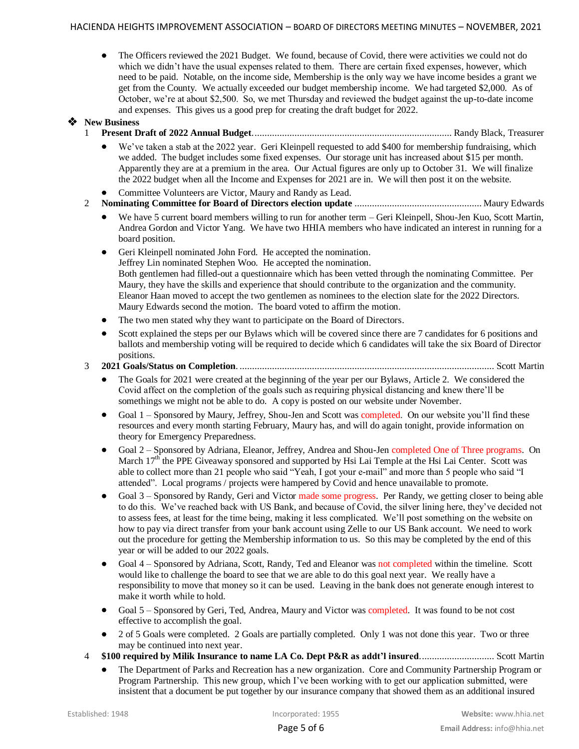- The Officers reviewed the 2021 Budget. We found, because of Covid, there were activities we could not do which we didn't have the usual expenses related to them. There are certain fixed expenses, however, which need to be paid. Notable, on the income side, Membership is the only way we have income besides a grant we get from the County. We actually exceeded our budget membership income. We had targeted $2,000. As of October, we're at about $2,500. So, we met Thursday and reviewed the budget against the up-to-date income and expenses. This gives us a good prep for creating the draft budget for 2022.

❖ **New Business**

1 **Present Draft of 2022 Annual Budget**............................................................................... Randy Black, Treasurer

- We've taken a stab at the 2022 year. Geri Kleinpell requested to add $400 for membership fundraising, which we added. The budget includes some fixed expenses. Our storage unit has increased about $15 per month. Apparently they are at a premium in the area. Our Actual figures are only up to October 31. We will finalize the 2022 budget when all the Income and Expenses for 2021 are in. We will then post it on the website.
- Committee Volunteers are Victor, Maury and Randy as Lead.

2 **Nominating Committee for Board of Directors election update** .................................................. Maury Edwards

- We have 5 current board members willing to run for another term – Geri Kleinpell, Shou-Jen Kuo, Scott Martin, Andrea Gordon and Victor Yang. We have two HHIA members who have indicated an interest in running for a board position.
- Geri Kleinpell nominated John Ford. He accepted the nomination.
  Jeffrey Lin nominated Stephen Woo. He accepted the nomination.
  Both gentlemen had filled-out a questionnaire which has been vetted through the nominating Committee. Per Maury, they have the skills and experience that should contribute to the organization and the community. Eleanor Haan moved to accept the two gentlemen as nominees to the election slate for the 2022 Directors. Maury Edwards second the motion. The board voted to affirm the motion.
- The two men stated why they want to participate on the Board of Directors.
- Scott explained the steps per our Bylaws which will be covered since there are 7 candidates for 6 positions and ballots and membership voting will be required to decide which 6 candidates will take the six Board of Director positions.

3 **2021 Goals/Status on Completion**. .................................................................................................... Scott Martin

- The Goals for 2021 were created at the beginning of the year per our Bylaws, Article 2. We considered the Covid affect on the completion of the goals such as requiring physical distancing and knew there'll be somethings we might not be able to do. A copy is posted on our website under November.
- Goal 1 – Sponsored by Maury, Jeffrey, Shou-Jen and Scott was completed. On our website you'll find these resources and every month starting February, Maury has, and will do again tonight, provide information on theory for Emergency Preparedness.
- Goal 2 – Sponsored by Adriana, Eleanor, Jeffrey, Andrea and Shou-Jen completed One of Three programs. On March 17th the PPE Giveaway sponsored and supported by Hsi Lai Temple at the Hsi Lai Center. Scott was able to collect more than 21 people who said "Yeah, I got your e-mail" and more than 5 people who said "I attended". Local programs / projects were hampered by Covid and hence unavailable to promote.
- Goal 3 – Sponsored by Randy, Geri and Victor made some progress. Per Randy, we getting closer to being able to do this. We've reached back with US Bank, and because of Covid, the silver lining here, they've decided not to assess fees, at least for the time being, making it less complicated. We'll post something on the website on how to pay via direct transfer from your bank account using Zelle to our US Bank account. We need to work out the procedure for getting the Membership information to us. So this may be completed by the end of this year or will be added to our 2022 goals.
- Goal 4 – Sponsored by Adriana, Scott, Randy, Ted and Eleanor was not completed within the timeline. Scott would like to challenge the board to see that we are able to do this goal next year. We really have a responsibility to move that money so it can be used. Leaving in the bank does not generate enough interest to make it worth while to hold.
- Goal 5 – Sponsored by Geri, Ted, Andrea, Maury and Victor was completed. It was found to be not cost effective to accomplish the goal.
- 2 of 5 Goals were completed. 2 Goals are partially completed. Only 1 was not done this year. Two or three may be continued into next year.

4 **$100 required by Milik Insurance to name LA Co. Dept P&R as addt'l insured**............................. Scott Martin

- The Department of Parks and Recreation has a new organization. Core and Community Partnership Program or Program Partnership. This new group, which I've been working with to get our application submitted, were insistent that a document be put together by our insurance company that showed them as an additional insured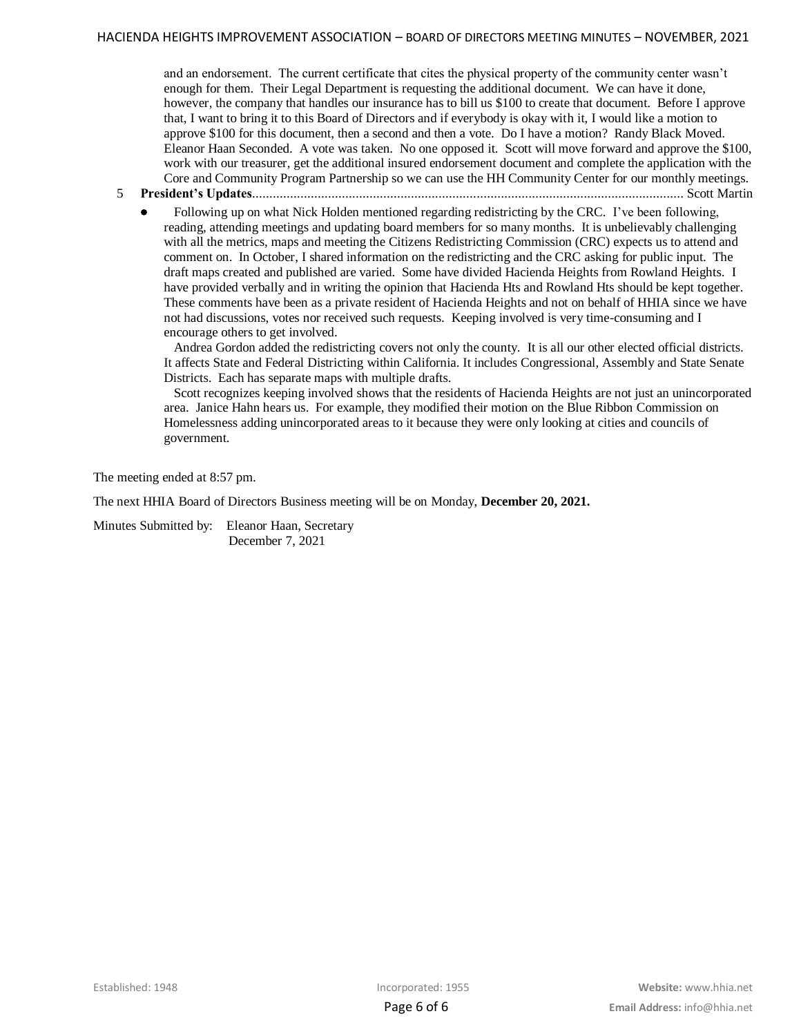and an endorsement. The current certificate that cites the physical property of the community center wasn't enough for them. Their Legal Department is requesting the additional document. We can have it done, however, the company that handles our insurance has to bill us $100 to create that document. Before I approve that, I want to bring it to this Board of Directors and if everybody is okay with it, I would like a motion to approve $100 for this document, then a second and then a vote. Do I have a motion? Randy Black Moved. Eleanor Haan Seconded. A vote was taken. No one opposed it. Scott will move forward and approve the $100, work with our treasurer, get the additional insured endorsement document and complete the application with the Core and Community Program Partnership so we can use the HH Community Center for our monthly meetings.

5 **President's Updates**............................................................................................................................ Scott Martin

- Following up on what Nick Holden mentioned regarding redistricting by the CRC. I've been following, reading, attending meetings and updating board members for so many months. It is unbelievably challenging with all the metrics, maps and meeting the Citizens Redistricting Commission (CRC) expects us to attend and comment on. In October, I shared information on the redistricting and the CRC asking for public input. The draft maps created and published are varied. Some have divided Hacienda Heights from Rowland Heights. I have provided verbally and in writing the opinion that Hacienda Hts and Rowland Hts should be kept together. These comments have been as a private resident of Hacienda Heights and not on behalf of HHIA since we have not had discussions, votes nor received such requests. Keeping involved is very time-consuming and I encourage others to get involved.

  Andrea Gordon added the redistricting covers not only the county. It is all our other elected official districts. It affects State and Federal Districting within California. It includes Congressional, Assembly and State Senate Districts. Each has separate maps with multiple drafts.

  Scott recognizes keeping involved shows that the residents of Hacienda Heights are not just an unincorporated area. Janice Hahn hears us. For example, they modified their motion on the Blue Ribbon Commission on Homelessness adding unincorporated areas to it because they were only looking at cities and councils of government.

The meeting ended at 8:57 pm.

The next HHIA Board of Directors Business meeting will be on Monday, **December 20, 2021.**

Minutes Submitted by: Eleanor Haan, Secretary
December 7, 2021